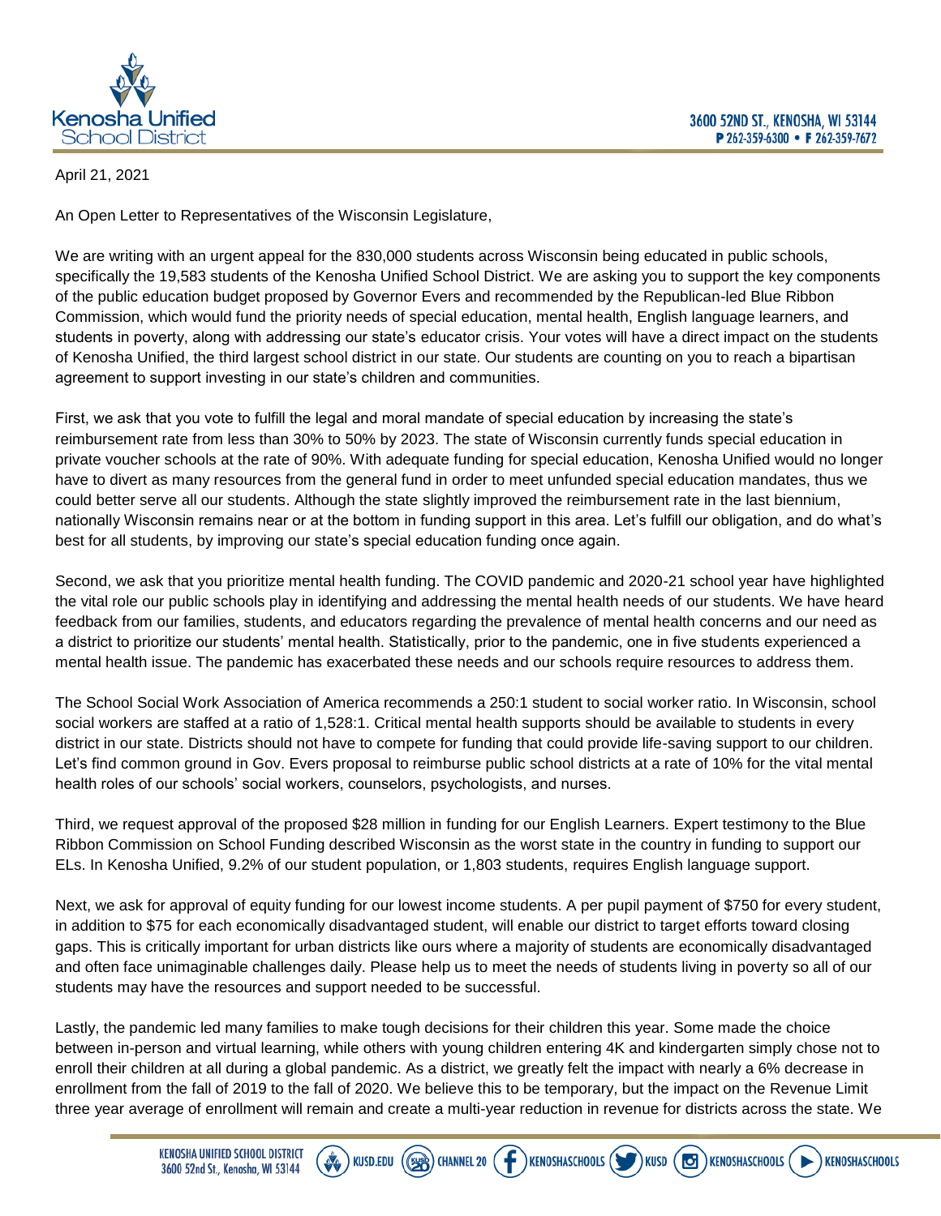Kenosha Unified School District

3600 52ND ST., KENOSHA, WI 53144
P 262-359-6300 • F 262-359-7672

April 21, 2021

An Open Letter to Representatives of the Wisconsin Legislature,

We are writing with an urgent appeal for the 830,000 students across Wisconsin being educated in public schools, specifically the 19,583 students of the Kenosha Unified School District. We are asking you to support the key components of the public education budget proposed by Governor Evers and recommended by the Republican-led Blue Ribbon Commission, which would fund the priority needs of special education, mental health, English language learners, and students in poverty, along with addressing our state's educator crisis. Your votes will have a direct impact on the students of Kenosha Unified, the third largest school district in our state. Our students are counting on you to reach a bipartisan agreement to support investing in our state's children and communities.

First, we ask that you vote to fulfill the legal and moral mandate of special education by increasing the state's reimbursement rate from less than 30% to 50% by 2023. The state of Wisconsin currently funds special education in private voucher schools at the rate of 90%. With adequate funding for special education, Kenosha Unified would no longer have to divert as many resources from the general fund in order to meet unfunded special education mandates, thus we could better serve all our students. Although the state slightly improved the reimbursement rate in the last biennium, nationally Wisconsin remains near or at the bottom in funding support in this area. Let's fulfill our obligation, and do what's best for all students, by improving our state's special education funding once again.

Second, we ask that you prioritize mental health funding. The COVID pandemic and 2020-21 school year have highlighted the vital role our public schools play in identifying and addressing the mental health needs of our students. We have heard feedback from our families, students, and educators regarding the prevalence of mental health concerns and our need as a district to prioritize our students' mental health. Statistically, prior to the pandemic, one in five students experienced a mental health issue. The pandemic has exacerbated these needs and our schools require resources to address them.

The School Social Work Association of America recommends a 250:1 student to social worker ratio. In Wisconsin, school social workers are staffed at a ratio of 1,528:1. Critical mental health supports should be available to students in every district in our state. Districts should not have to compete for funding that could provide life-saving support to our children. Let's find common ground in Gov. Evers proposal to reimburse public school districts at a rate of 10% for the vital mental health roles of our schools' social workers, counselors, psychologists, and nurses.

Third, we request approval of the proposed $28 million in funding for our English Learners. Expert testimony to the Blue Ribbon Commission on School Funding described Wisconsin as the worst state in the country in funding to support our ELs. In Kenosha Unified, 9.2% of our student population, or 1,803 students, requires English language support.

Next, we ask for approval of equity funding for our lowest income students. A per pupil payment of $750 for every student, in addition to $75 for each economically disadvantaged student, will enable our district to target efforts toward closing gaps. This is critically important for urban districts like ours where a majority of students are economically disadvantaged and often face unimaginable challenges daily. Please help us to meet the needs of students living in poverty so all of our students may have the resources and support needed to be successful.

Lastly, the pandemic led many families to make tough decisions for their children this year. Some made the choice between in-person and virtual learning, while others with young children entering 4K and kindergarten simply chose not to enroll their children at all during a global pandemic. As a district, we greatly felt the impact with nearly a 6% decrease in enrollment from the fall of 2019 to the fall of 2020. We believe this to be temporary, but the impact on the Revenue Limit three year average of enrollment will remain and create a multi-year reduction in revenue for districts across the state. We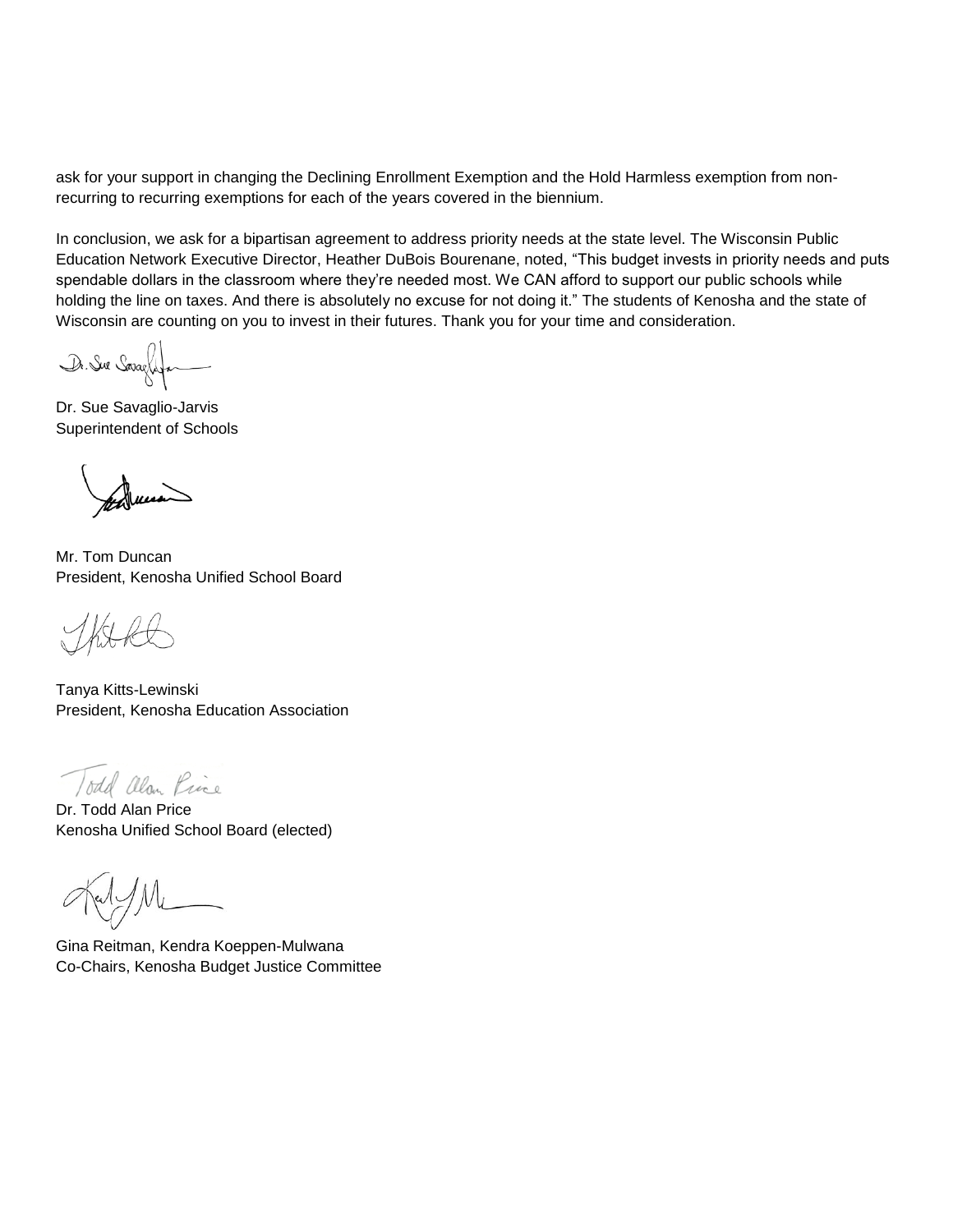ask for your support in changing the Declining Enrollment Exemption and the Hold Harmless exemption from non-recurring to recurring exemptions for each of the years covered in the biennium.

In conclusion, we ask for a bipartisan agreement to address priority needs at the state level. The Wisconsin Public Education Network Executive Director, Heather DuBois Bourenane, noted, "This budget invests in priority needs and puts spendable dollars in the classroom where they're needed most. We CAN afford to support our public schools while holding the line on taxes. And there is absolutely no excuse for not doing it." The students of Kenosha and the state of Wisconsin are counting on you to invest in their futures. Thank you for your time and consideration.

Dr. Sue Savaglio-Jarvis
Superintendent of Schools

Mr. Tom Duncan
President, Kenosha Unified School Board

Tanya Kitts-Lewinski
President, Kenosha Education Association

Dr. Todd Alan Price
Kenosha Unified School Board (elected)

Gina Reitman, Kendra Koeppen-Mulwana
Co-Chairs, Kenosha Budget Justice Committee